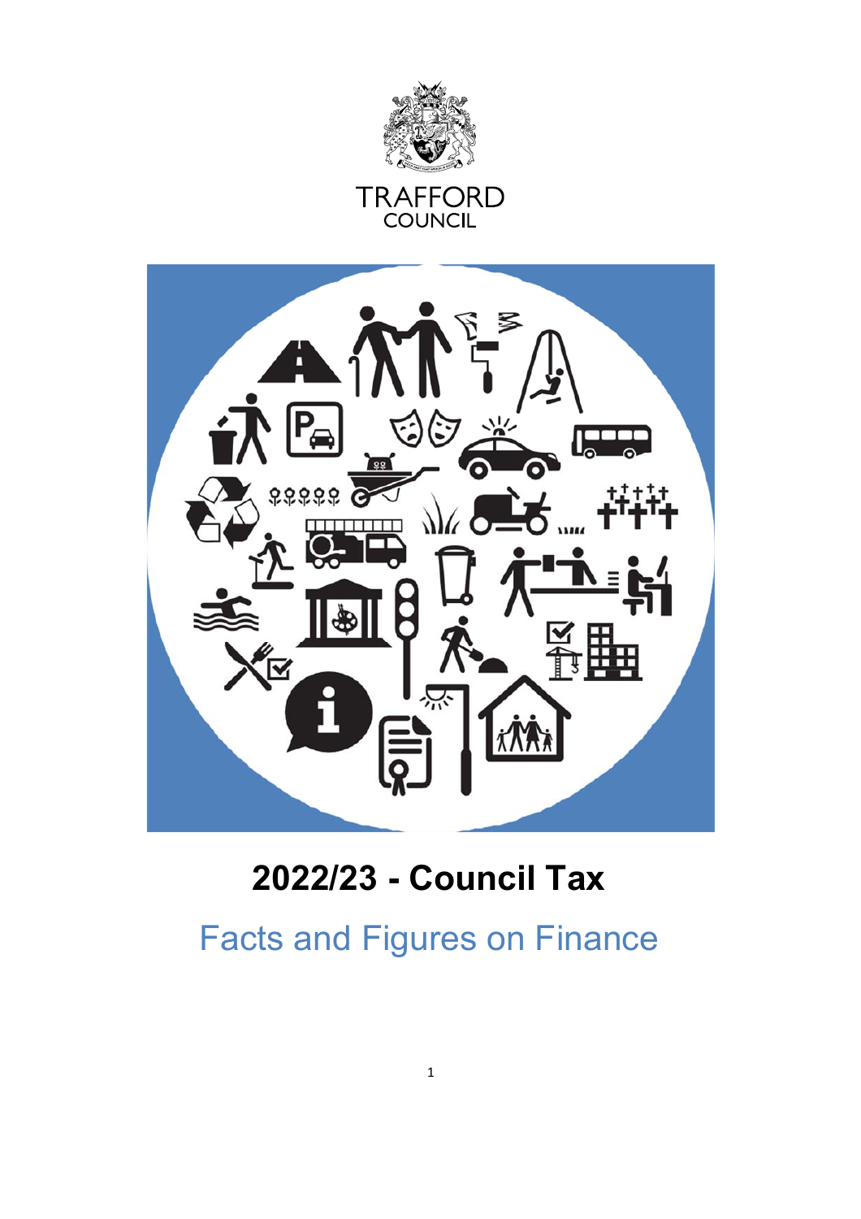TRAFFORD
COUNCIL

# 2022/23 - Council Tax

## Facts and Figures on Finance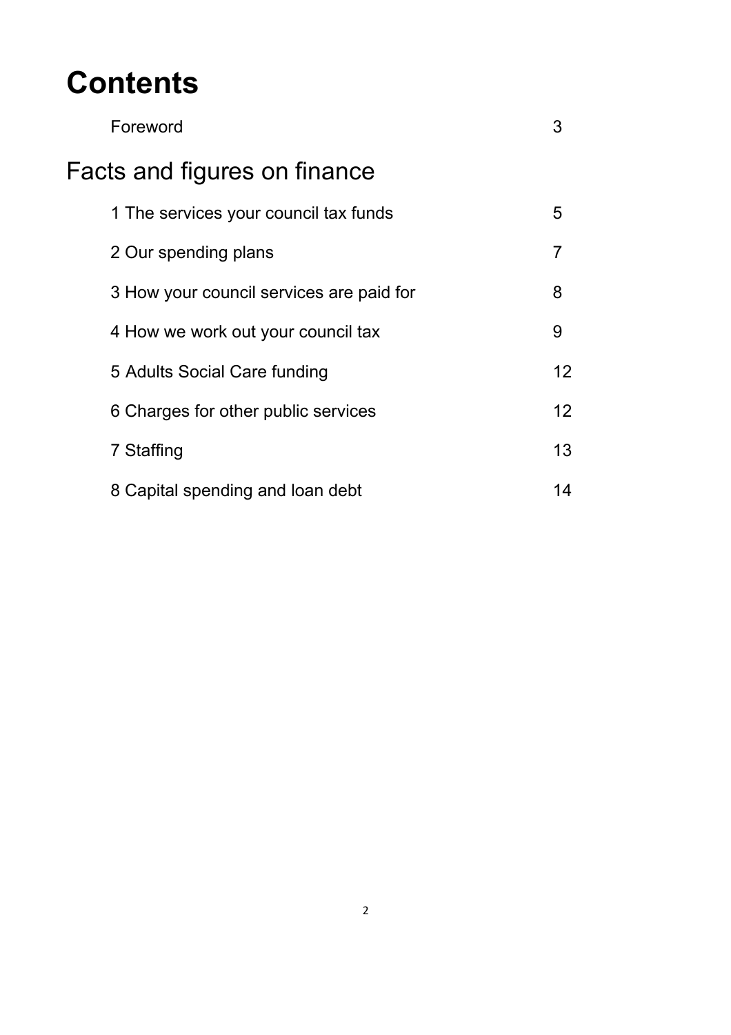# Contents

| | |
|---|---|
| Foreword | 3 |

## Facts and figures on finance

| | |
|---|---|
| 1 The services your council tax funds | 5 |
| 2 Our spending plans | 7 |
| 3 How your council services are paid for | 8 |
| 4 How we work out your council tax | 9 |
| 5 Adults Social Care funding | 12 |
| 6 Charges for other public services | 12 |
| 7 Staffing | 13 |
| 8 Capital spending and loan debt | 14 |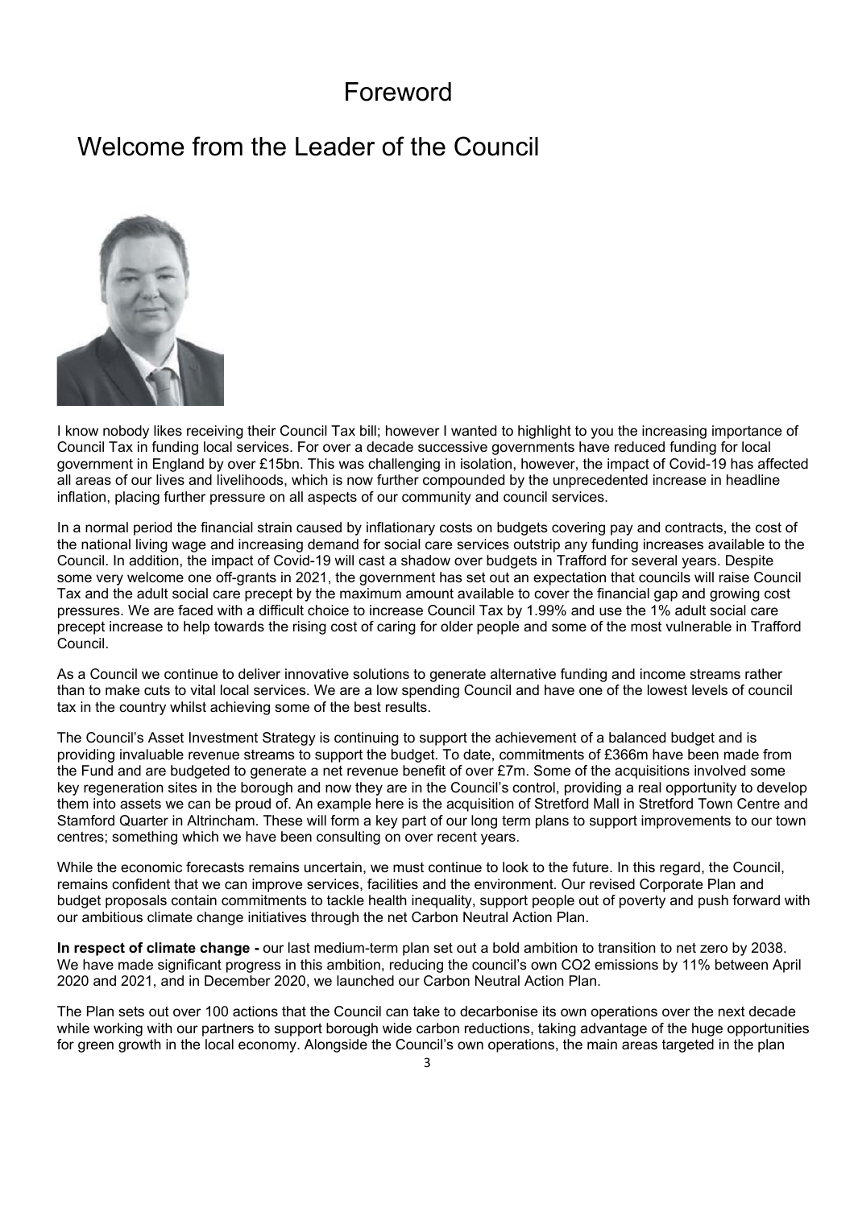# Foreword

## Welcome from the Leader of the Council

I know nobody likes receiving their Council Tax bill; however I wanted to highlight to you the increasing importance of Council Tax in funding local services. For over a decade successive governments have reduced funding for local government in England by over £15bn. This was challenging in isolation, however, the impact of Covid-19 has affected all areas of our lives and livelihoods, which is now further compounded by the unprecedented increase in headline inflation, placing further pressure on all aspects of our community and council services.

In a normal period the financial strain caused by inflationary costs on budgets covering pay and contracts, the cost of the national living wage and increasing demand for social care services outstrip any funding increases available to the Council. In addition, the impact of Covid-19 will cast a shadow over budgets in Trafford for several years. Despite some very welcome one off-grants in 2021, the government has set out an expectation that councils will raise Council Tax and the adult social care precept by the maximum amount available to cover the financial gap and growing cost pressures. We are faced with a difficult choice to increase Council Tax by 1.99% and use the 1% adult social care precept increase to help towards the rising cost of caring for older people and some of the most vulnerable in Trafford Council.

As a Council we continue to deliver innovative solutions to generate alternative funding and income streams rather than to make cuts to vital local services. We are a low spending Council and have one of the lowest levels of council tax in the country whilst achieving some of the best results.

The Council's Asset Investment Strategy is continuing to support the achievement of a balanced budget and is providing invaluable revenue streams to support the budget. To date, commitments of £366m have been made from the Fund and are budgeted to generate a net revenue benefit of over £7m. Some of the acquisitions involved some key regeneration sites in the borough and now they are in the Council's control, providing a real opportunity to develop them into assets we can be proud of. An example here is the acquisition of Stretford Mall in Stretford Town Centre and Stamford Quarter in Altrincham. These will form a key part of our long term plans to support improvements to our town centres; something which we have been consulting on over recent years.

While the economic forecasts remains uncertain, we must continue to look to the future. In this regard, the Council, remains confident that we can improve services, facilities and the environment. Our revised Corporate Plan and budget proposals contain commitments to tackle health inequality, support people out of poverty and push forward with our ambitious climate change initiatives through the net Carbon Neutral Action Plan.

**In respect of climate change -** our last medium-term plan set out a bold ambition to transition to net zero by 2038. We have made significant progress in this ambition, reducing the council's own $CO_2$ emissions by 11% between April 2020 and 2021, and in December 2020, we launched our Carbon Neutral Action Plan.

The Plan sets out over 100 actions that the Council can take to decarbonise its own operations over the next decade while working with our partners to support borough wide carbon reductions, taking advantage of the huge opportunities for green growth in the local economy. Alongside the Council's own operations, the main areas targeted in the plan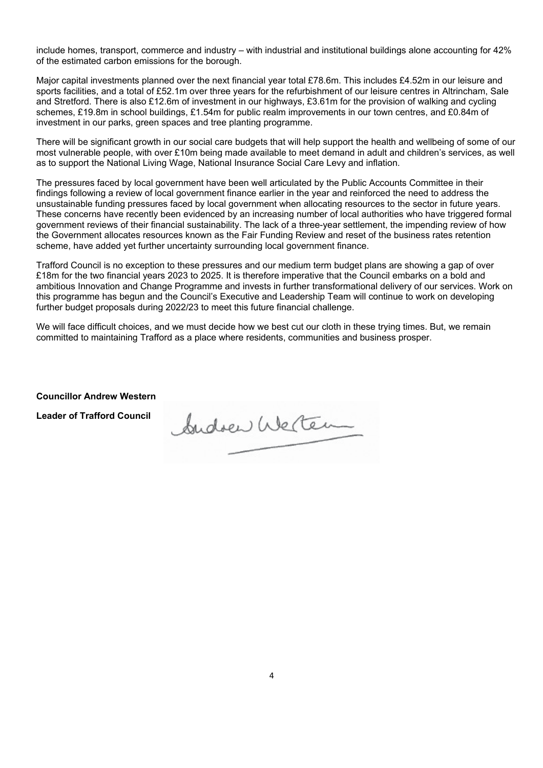include homes, transport, commerce and industry – with industrial and institutional buildings alone accounting for 42% of the estimated carbon emissions for the borough.

Major capital investments planned over the next financial year total £78.6m. This includes £4.52m in our leisure and sports facilities, and a total of £52.1m over three years for the refurbishment of our leisure centres in Altrincham, Sale and Stretford. There is also £12.6m of investment in our highways, £3.61m for the provision of walking and cycling schemes, £19.8m in school buildings, £1.54m for public realm improvements in our town centres, and £0.84m of investment in our parks, green spaces and tree planting programme.

There will be significant growth in our social care budgets that will help support the health and wellbeing of some of our most vulnerable people, with over £10m being made available to meet demand in adult and children's services, as well as to support the National Living Wage, National Insurance Social Care Levy and inflation.

The pressures faced by local government have been well articulated by the Public Accounts Committee in their findings following a review of local government finance earlier in the year and reinforced the need to address the unsustainable funding pressures faced by local government when allocating resources to the sector in future years. These concerns have recently been evidenced by an increasing number of local authorities who have triggered formal government reviews of their financial sustainability. The lack of a three-year settlement, the impending review of how the Government allocates resources known as the Fair Funding Review and reset of the business rates retention scheme, have added yet further uncertainty surrounding local government finance.

Trafford Council is no exception to these pressures and our medium term budget plans are showing a gap of over £18m for the two financial years 2023 to 2025. It is therefore imperative that the Council embarks on a bold and ambitious Innovation and Change Programme and invests in further transformational delivery of our services. Work on this programme has begun and the Council's Executive and Leadership Team will continue to work on developing further budget proposals during 2022/23 to meet this future financial challenge.

We will face difficult choices, and we must decide how we best cut our cloth in these trying times. But, we remain committed to maintaining Trafford as a place where residents, communities and business prosper.

**Councillor Andrew Western**

**Leader of Trafford Council**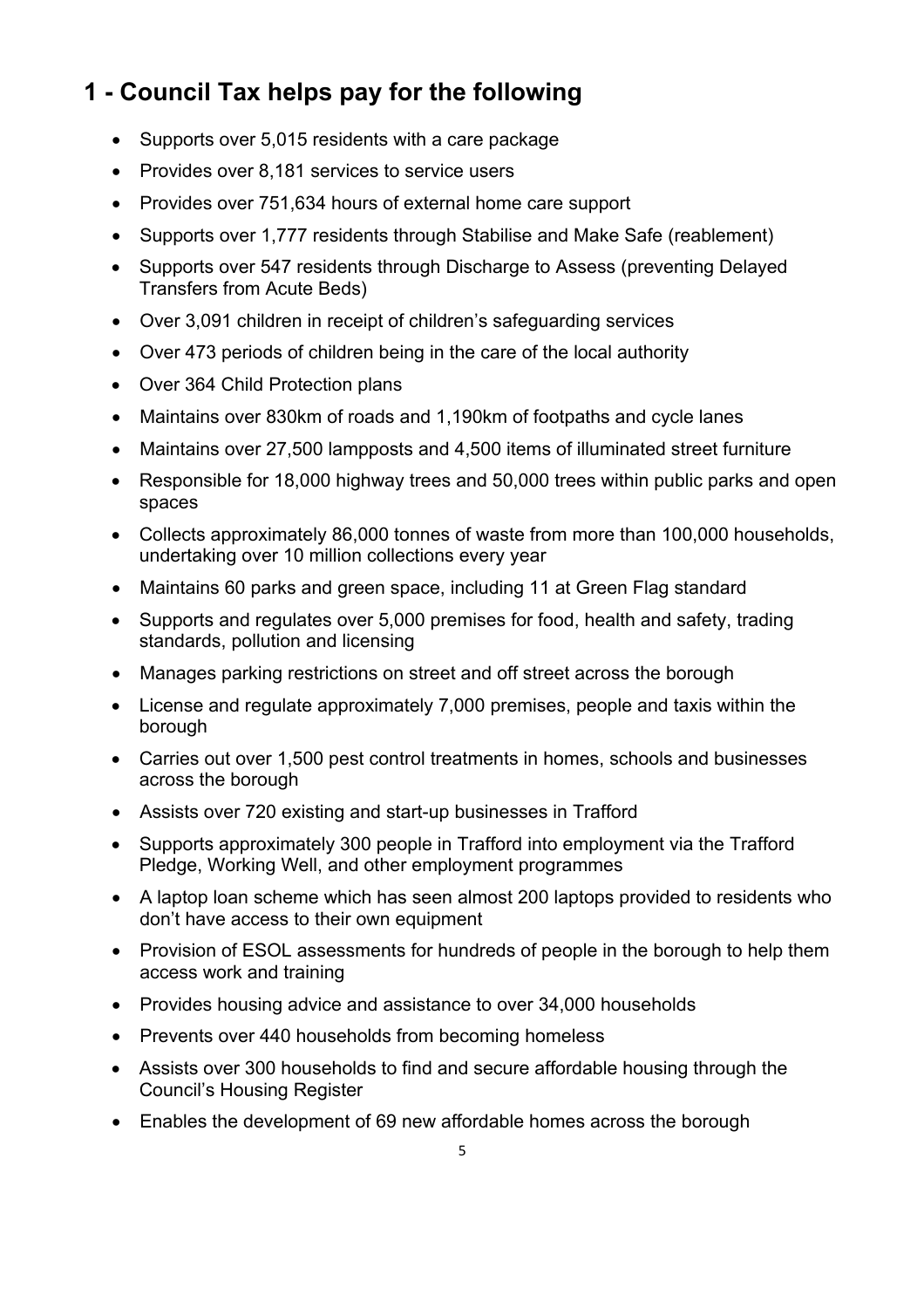# 1 - Council Tax helps pay for the following

- Supports over 5,015 residents with a care package
- Provides over 8,181 services to service users
- Provides over 751,634 hours of external home care support
- Supports over 1,777 residents through Stabilise and Make Safe (reablement)
- Supports over 547 residents through Discharge to Assess (preventing Delayed Transfers from Acute Beds)
- Over 3,091 children in receipt of children's safeguarding services
- Over 473 periods of children being in the care of the local authority
- Over 364 Child Protection plans
- Maintains over 830km of roads and 1,190km of footpaths and cycle lanes
- Maintains over 27,500 lampposts and 4,500 items of illuminated street furniture
- Responsible for 18,000 highway trees and 50,000 trees within public parks and open spaces
- Collects approximately 86,000 tonnes of waste from more than 100,000 households, undertaking over 10 million collections every year
- Maintains 60 parks and green space, including 11 at Green Flag standard
- Supports and regulates over 5,000 premises for food, health and safety, trading standards, pollution and licensing
- Manages parking restrictions on street and off street across the borough
- License and regulate approximately 7,000 premises, people and taxis within the borough
- Carries out over 1,500 pest control treatments in homes, schools and businesses across the borough
- Assists over 720 existing and start-up businesses in Trafford
- Supports approximately 300 people in Trafford into employment via the Trafford Pledge, Working Well, and other employment programmes
- A laptop loan scheme which has seen almost 200 laptops provided to residents who don't have access to their own equipment
- Provision of ESOL assessments for hundreds of people in the borough to help them access work and training
- Provides housing advice and assistance to over 34,000 households
- Prevents over 440 households from becoming homeless
- Assists over 300 households to find and secure affordable housing through the Council's Housing Register
- Enables the development of 69 new affordable homes across the borough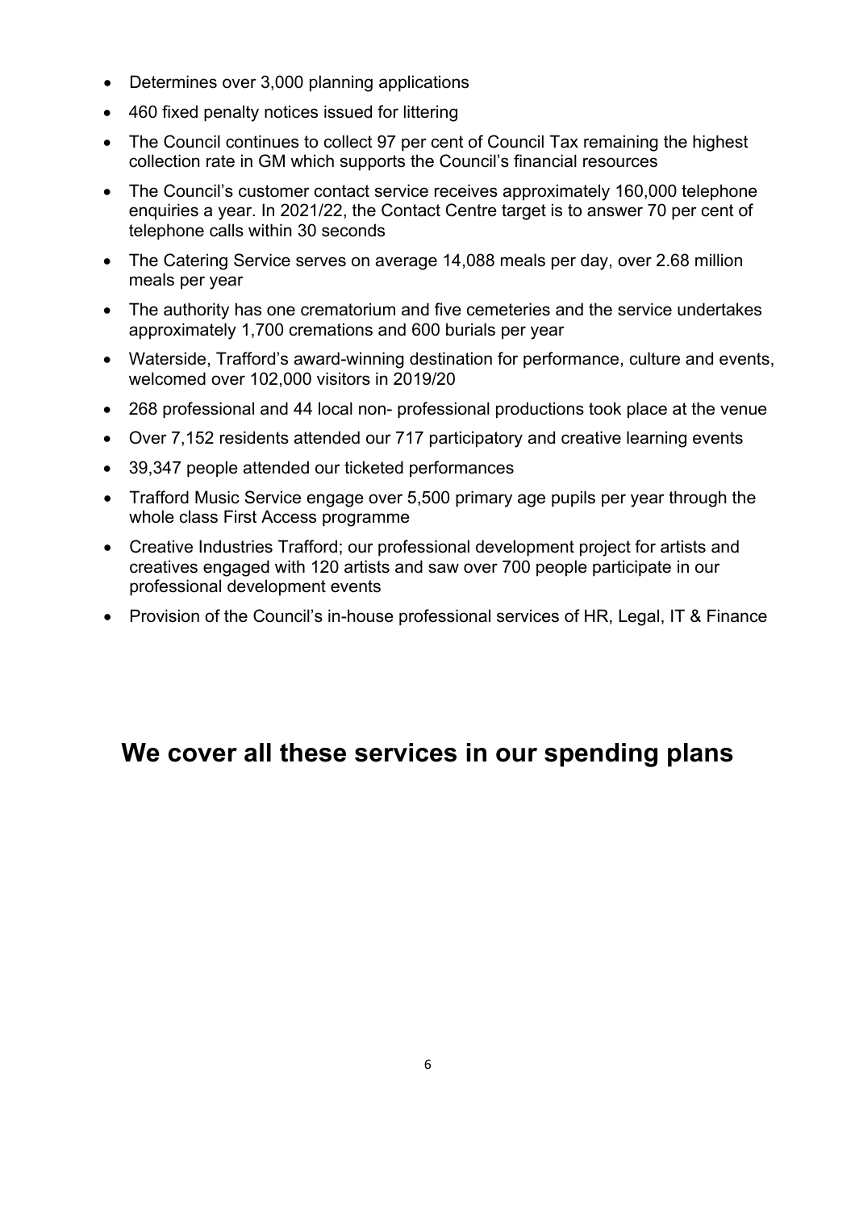- Determines over 3,000 planning applications
- 460 fixed penalty notices issued for littering
- The Council continues to collect 97 per cent of Council Tax remaining the highest collection rate in GM which supports the Council's financial resources
- The Council's customer contact service receives approximately 160,000 telephone enquiries a year. In 2021/22, the Contact Centre target is to answer 70 per cent of telephone calls within 30 seconds
- The Catering Service serves on average 14,088 meals per day, over 2.68 million meals per year
- The authority has one crematorium and five cemeteries and the service undertakes approximately 1,700 cremations and 600 burials per year
- Waterside, Trafford's award-winning destination for performance, culture and events, welcomed over 102,000 visitors in 2019/20
- 268 professional and 44 local non- professional productions took place at the venue
- Over 7,152 residents attended our 717 participatory and creative learning events
- 39,347 people attended our ticketed performances
- Trafford Music Service engage over 5,500 primary age pupils per year through the whole class First Access programme
- Creative Industries Trafford; our professional development project for artists and creatives engaged with 120 artists and saw over 700 people participate in our professional development events
- Provision of the Council's in-house professional services of HR, Legal, IT & Finance

## We cover all these services in our spending plans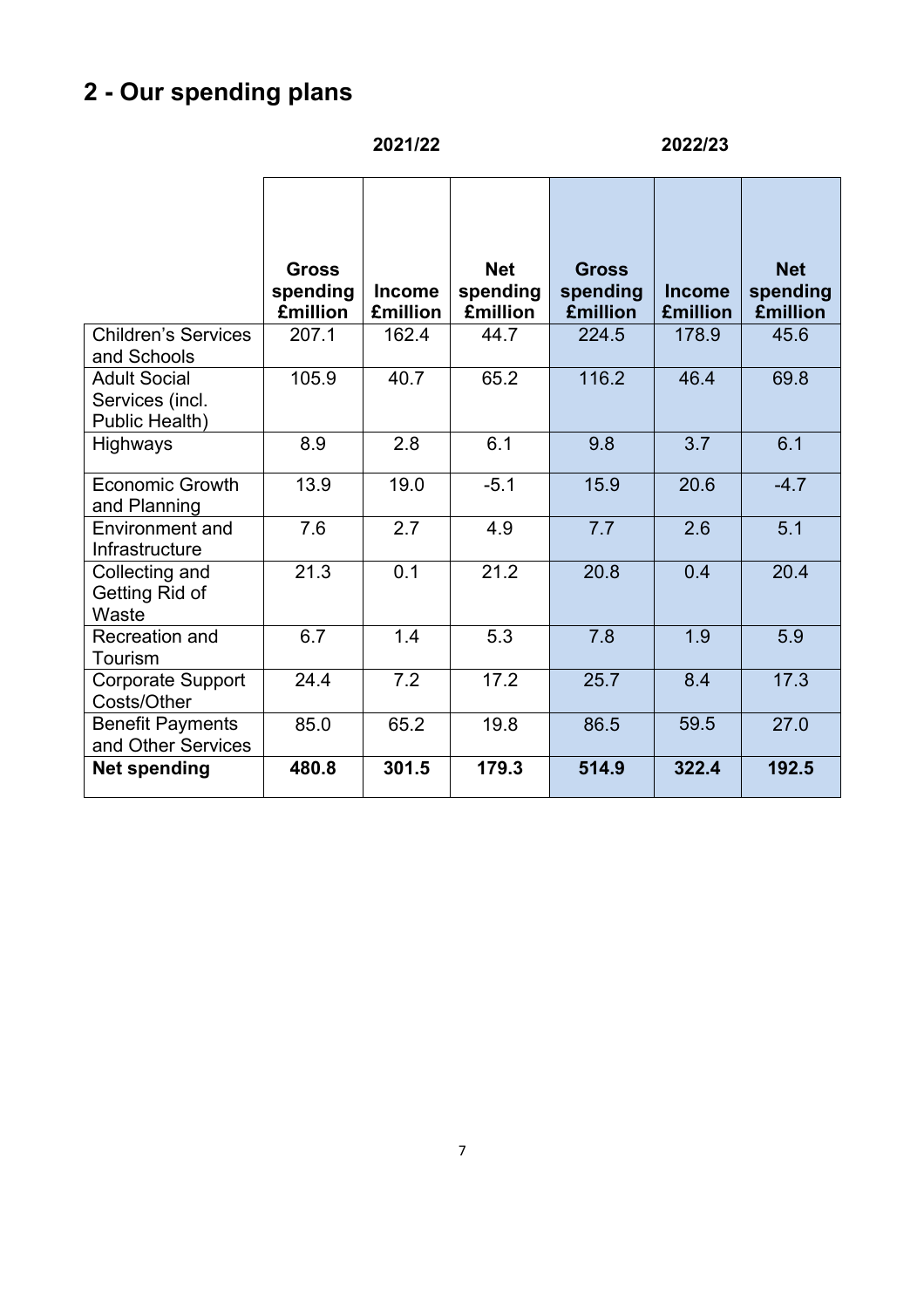## 2 - Our spending plans

| | 2021/22 | | | 2022/23 | | |
|---|---|---|---|---|---|---|
| | **Gross spending £million** | **Income £million** | **Net spending £million** | **Gross spending £million** | **Income £million** | **Net spending £million** |
| Children's Services and Schools | 207.1 | 162.4 | 44.7 | 224.5 | 178.9 | 45.6 |
| Adult Social Services (incl. Public Health) | 105.9 | 40.7 | 65.2 | 116.2 | 46.4 | 69.8 |
| Highways | 8.9 | 2.8 | 6.1 | 9.8 | 3.7 | 6.1 |
| Economic Growth and Planning | 13.9 | 19.0 | -5.1 | 15.9 | 20.6 | -4.7 |
| Environment and Infrastructure | 7.6 | 2.7 | 4.9 | 7.7 | 2.6 | 5.1 |
| Collecting and Getting Rid of Waste | 21.3 | 0.1 | 21.2 | 20.8 | 0.4 | 20.4 |
| Recreation and Tourism | 6.7 | 1.4 | 5.3 | 7.8 | 1.9 | 5.9 |
| Corporate Support Costs/Other | 24.4 | 7.2 | 17.2 | 25.7 | 8.4 | 17.3 |
| Benefit Payments and Other Services | 85.0 | 65.2 | 19.8 | 86.5 | 59.5 | 27.0 |
| **Net spending** | **480.8** | **301.5** | **179.3** | **514.9** | **322.4** | **192.5** |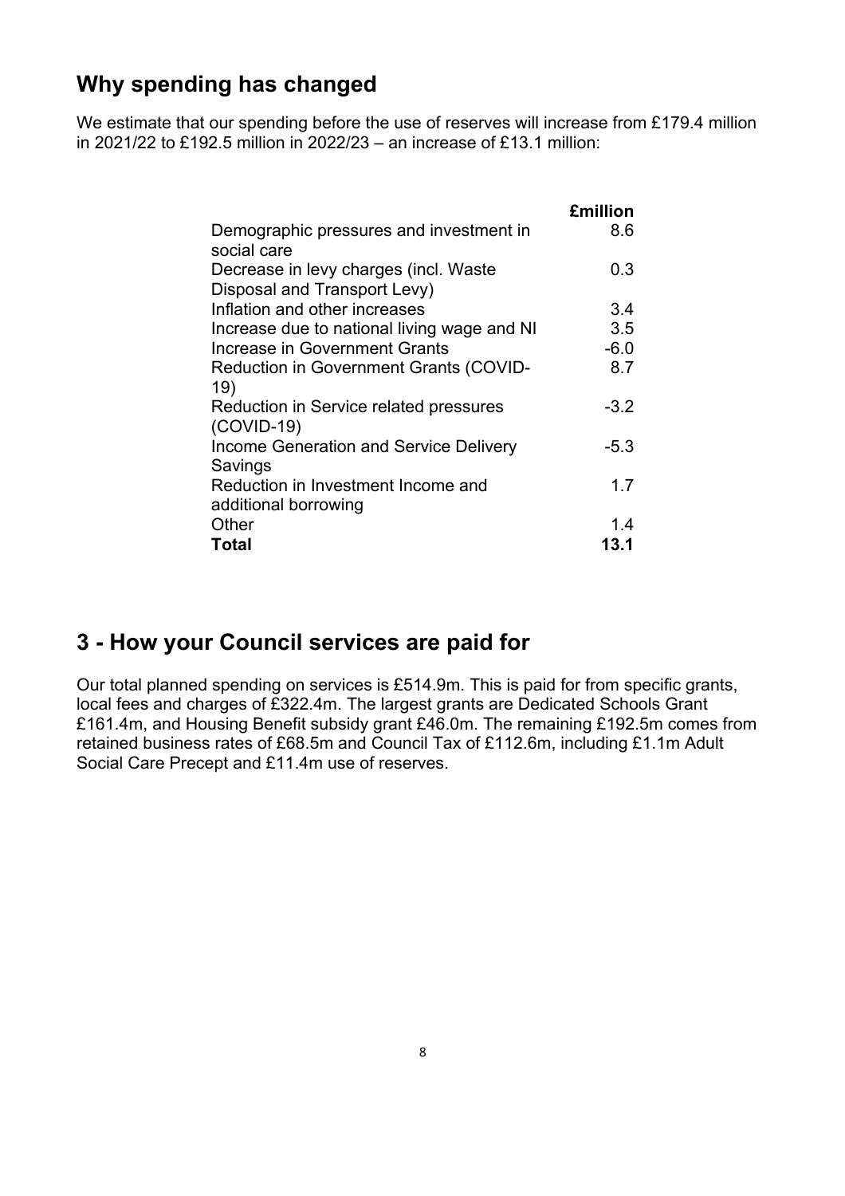## Why spending has changed

We estimate that our spending before the use of reserves will increase from £179.4 million in 2021/22 to £192.5 million in 2022/23 – an increase of £13.1 million:

| | £million |
| --- | --- |
| Demographic pressures and investment in social care | 8.6 |
| Decrease in levy charges (incl. Waste Disposal and Transport Levy) | 0.3 |
| Inflation and other increases | 3.4 |
| Increase due to national living wage and NI | 3.5 |
| Increase in Government Grants | -6.0 |
| Reduction in Government Grants (COVID-19) | 8.7 |
| Reduction in Service related pressures (COVID-19) | -3.2 |
| Income Generation and Service Delivery Savings | -5.3 |
| Reduction in Investment Income and additional borrowing | 1.7 |
| Other | 1.4 |
| **Total** | **13.1** |

## 3 - How your Council services are paid for

Our total planned spending on services is £514.9m. This is paid for from specific grants, local fees and charges of £322.4m. The largest grants are Dedicated Schools Grant £161.4m, and Housing Benefit subsidy grant £46.0m. The remaining £192.5m comes from retained business rates of £68.5m and Council Tax of £112.6m, including £1.1m Adult Social Care Precept and £11.4m use of reserves.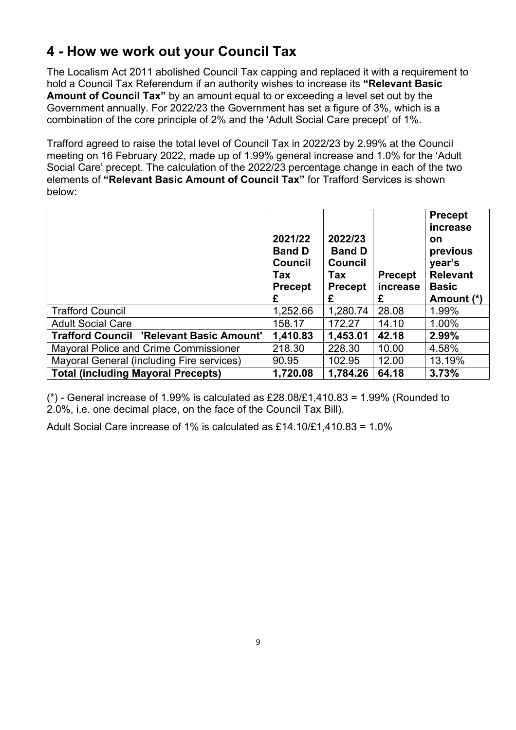## 4 - How we work out your Council Tax

The Localism Act 2011 abolished Council Tax capping and replaced it with a requirement to hold a Council Tax Referendum if an authority wishes to increase its **"Relevant Basic Amount of Council Tax"** by an amount equal to or exceeding a level set out by the Government annually. For 2022/23 the Government has set a figure of 3%, which is a combination of the core principle of 2% and the 'Adult Social Care precept' of 1%.

Trafford agreed to raise the total level of Council Tax in 2022/23 by 2.99% at the Council meeting on 16 February 2022, made up of 1.99% general increase and 1.0% for the 'Adult Social Care' precept. The calculation of the 2022/23 percentage change in each of the two elements of **"Relevant Basic Amount of Council Tax"** for Trafford Services is shown below:

| | **2021/22 Band D Council Tax Precept £** | **2022/23 Band D Council Tax Precept £** | **Precept increase £** | **Precept increase on previous year's Relevant Basic Amount (*)** |
|---|---|---|---|---|
| Trafford Council | 1,252.66 | 1,280.74 | 28.08 | 1.99% |
| Adult Social Care | 158.17 | 172.27 | 14.10 | 1.00% |
| **Trafford Council 'Relevant Basic Amount'** | **1,410.83** | **1,453.01** | **42.18** | **2.99%** |
| Mayoral Police and Crime Commissioner | 218.30 | 228.30 | 10.00 | 4.58% |
| Mayoral General (including Fire services) | 90.95 | 102.95 | 12.00 | 13.19% |
| **Total (including Mayoral Precepts)** | **1,720.08** | **1,784.26** | **64.18** | **3.73%** |

(*) - General increase of 1.99% is calculated as £28.08/£1,410.83 = 1.99% (Rounded to 2.0%, i.e. one decimal place, on the face of the Council Tax Bill).

Adult Social Care increase of 1% is calculated as £14.10/£1,410.83 = 1.0%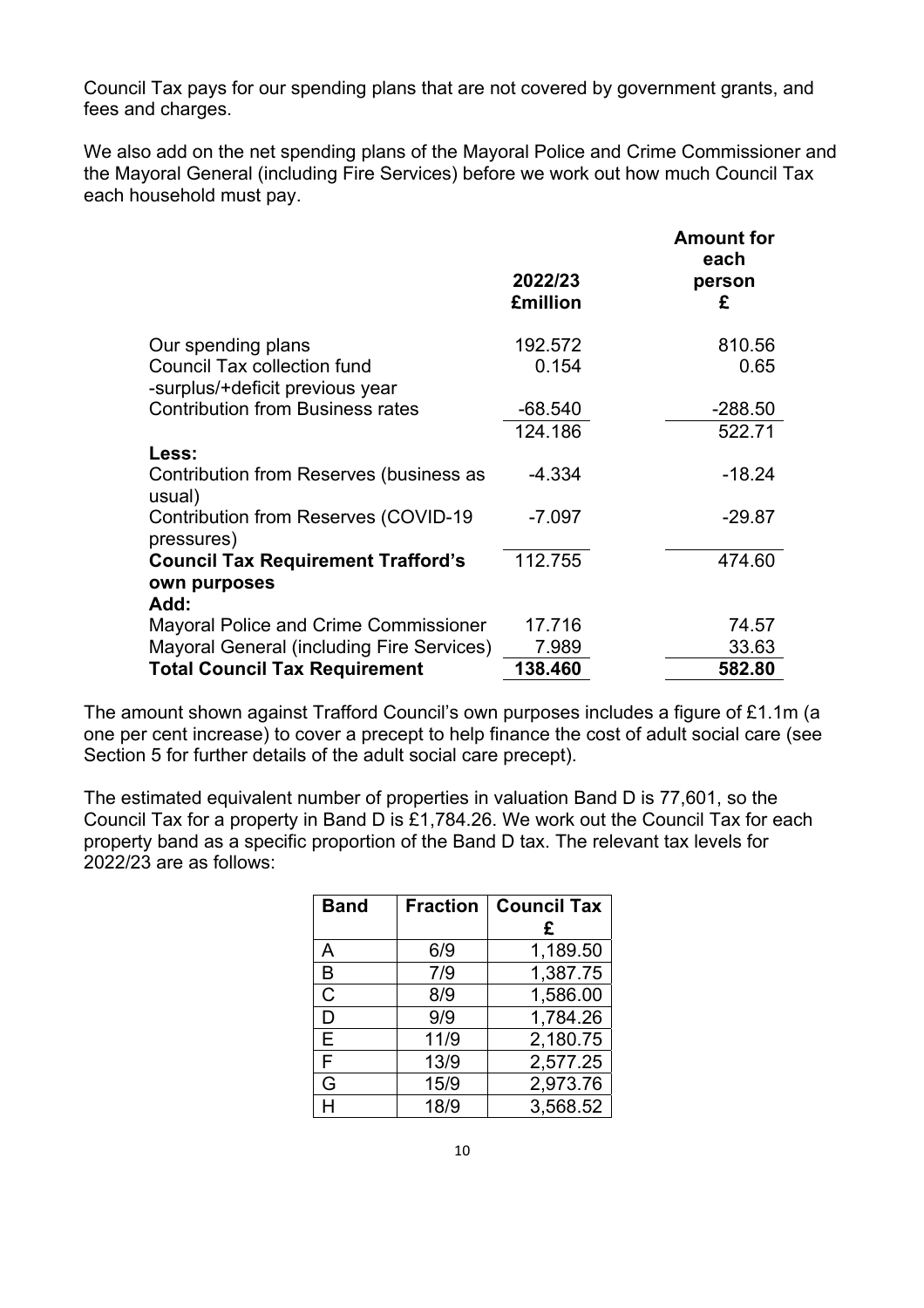Council Tax pays for our spending plans that are not covered by government grants, and fees and charges.

We also add on the net spending plans of the Mayoral Police and Crime Commissioner and the Mayoral General (including Fire Services) before we work out how much Council Tax each household must pay.

| | 2022/23 £million | Amount for each person £ |
|---|---|---|
| Our spending plans | 192.572 | 810.56 |
| Council Tax collection fund -surplus/+deficit previous year | 0.154 | 0.65 |
| Contribution from Business rates | -68.540 | -288.50 |
| | 124.186 | 522.71 |
| **Less:** | | |
| Contribution from Reserves (business as usual) | -4.334 | -18.24 |
| Contribution from Reserves (COVID-19 pressures) | -7.097 | -29.87 |
| **Council Tax Requirement Trafford's own purposes** | 112.755 | 474.60 |
| **Add:** | | |
| Mayoral Police and Crime Commissioner | 17.716 | 74.57 |
| Mayoral General (including Fire Services) | 7.989 | 33.63 |
| **Total Council Tax Requirement** | **138.460** | **582.80** |

The amount shown against Trafford Council's own purposes includes a figure of £1.1m (a one per cent increase) to cover a precept to help finance the cost of adult social care (see Section 5 for further details of the adult social care precept).

The estimated equivalent number of properties in valuation Band D is 77,601, so the Council Tax for a property in Band D is £1,784.26. We work out the Council Tax for each property band as a specific proportion of the Band D tax. The relevant tax levels for 2022/23 are as follows:

| Band | Fraction | Council Tax £ |
|---|---|---|
| A | 6/9 | 1,189.50 |
| B | 7/9 | 1,387.75 |
| C | 8/9 | 1,586.00 |
| D | 9/9 | 1,784.26 |
| E | 11/9 | 2,180.75 |
| F | 13/9 | 2,577.25 |
| G | 15/9 | 2,973.76 |
| H | 18/9 | 3,568.52 |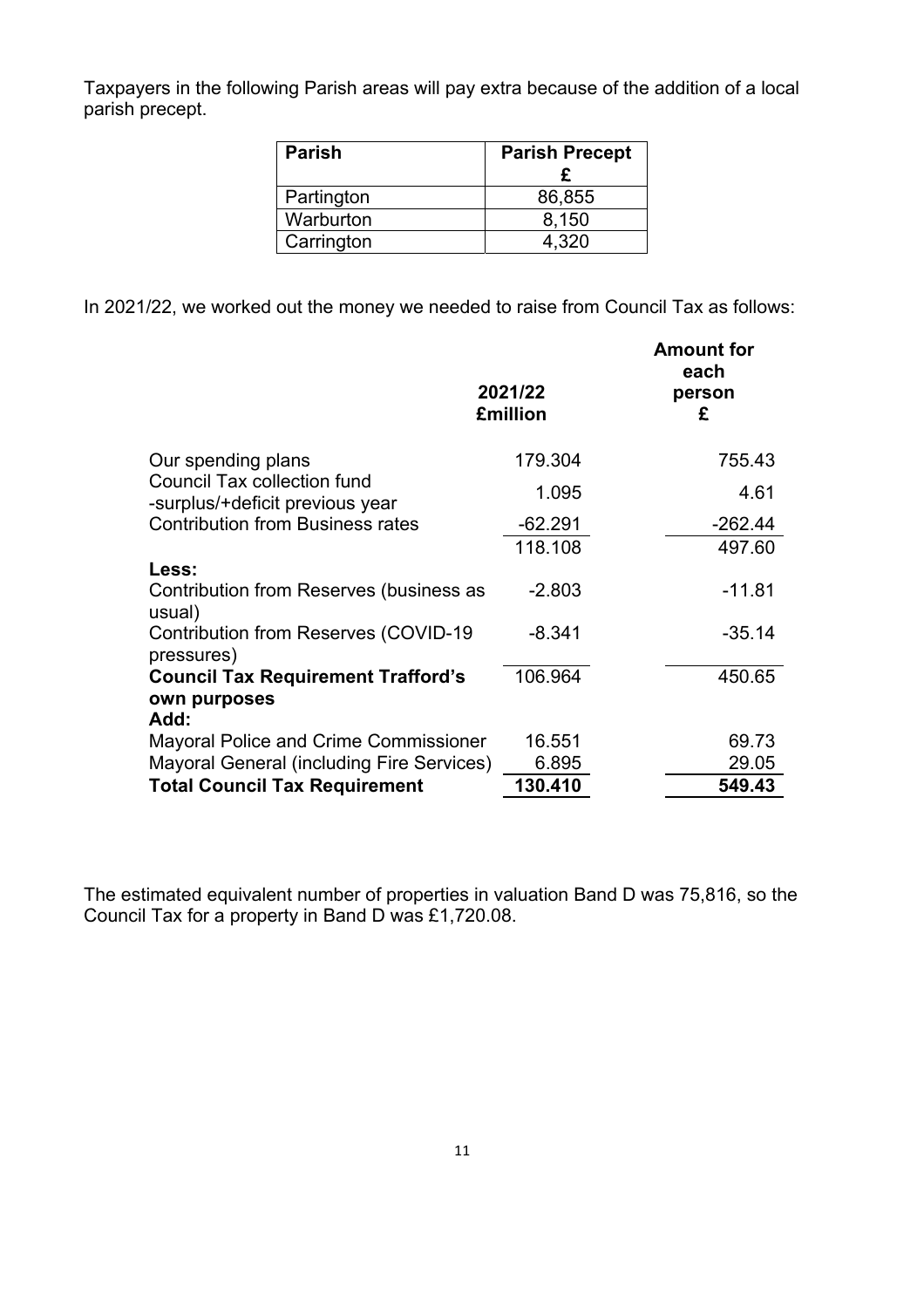Taxpayers in the following Parish areas will pay extra because of the addition of a local parish precept.

| Parish | Parish Precept £ |
| --- | --- |
| Partington | 86,855 |
| Warburton | 8,150 |
| Carrington | 4,320 |

In 2021/22, we worked out the money we needed to raise from Council Tax as follows:

| | 2021/22 £million | Amount for each person £ |
| --- | --- | --- |
| Our spending plans | 179.304 | 755.43 |
| Council Tax collection fund -surplus/+deficit previous year | 1.095 | 4.61 |
| Contribution from Business rates | -62.291 | -262.44 |
| | 118.108 | 497.60 |
| **Less:** | | |
| Contribution from Reserves (business as usual) | -2.803 | -11.81 |
| Contribution from Reserves (COVID-19 pressures) | -8.341 | -35.14 |
| **Council Tax Requirement Trafford's own purposes** | 106.964 | 450.65 |
| **Add:** | | |
| Mayoral Police and Crime Commissioner | 16.551 | 69.73 |
| Mayoral General (including Fire Services) | 6.895 | 29.05 |
| **Total Council Tax Requirement** | **130.410** | **549.43** |

The estimated equivalent number of properties in valuation Band D was 75,816, so the Council Tax for a property in Band D was £1,720.08.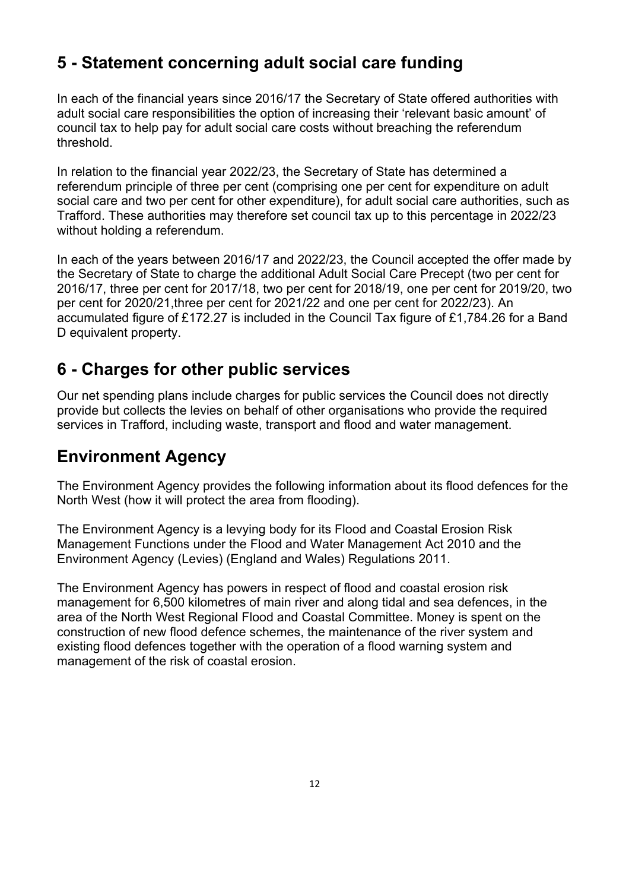## 5 - Statement concerning adult social care funding

In each of the financial years since 2016/17 the Secretary of State offered authorities with adult social care responsibilities the option of increasing their 'relevant basic amount' of council tax to help pay for adult social care costs without breaching the referendum threshold.

In relation to the financial year 2022/23, the Secretary of State has determined a referendum principle of three per cent (comprising one per cent for expenditure on adult social care and two per cent for other expenditure), for adult social care authorities, such as Trafford. These authorities may therefore set council tax up to this percentage in 2022/23 without holding a referendum.

In each of the years between 2016/17 and 2022/23, the Council accepted the offer made by the Secretary of State to charge the additional Adult Social Care Precept (two per cent for 2016/17, three per cent for 2017/18, two per cent for 2018/19, one per cent for 2019/20, two per cent for 2020/21,three per cent for 2021/22 and one per cent for 2022/23). An accumulated figure of £172.27 is included in the Council Tax figure of £1,784.26 for a Band D equivalent property.

## 6 - Charges for other public services

Our net spending plans include charges for public services the Council does not directly provide but collects the levies on behalf of other organisations who provide the required services in Trafford, including waste, transport and flood and water management.

## Environment Agency

The Environment Agency provides the following information about its flood defences for the North West (how it will protect the area from flooding).

The Environment Agency is a levying body for its Flood and Coastal Erosion Risk Management Functions under the Flood and Water Management Act 2010 and the Environment Agency (Levies) (England and Wales) Regulations 2011.

The Environment Agency has powers in respect of flood and coastal erosion risk management for 6,500 kilometres of main river and along tidal and sea defences, in the area of the North West Regional Flood and Coastal Committee. Money is spent on the construction of new flood defence schemes, the maintenance of the river system and existing flood defences together with the operation of a flood warning system and management of the risk of coastal erosion.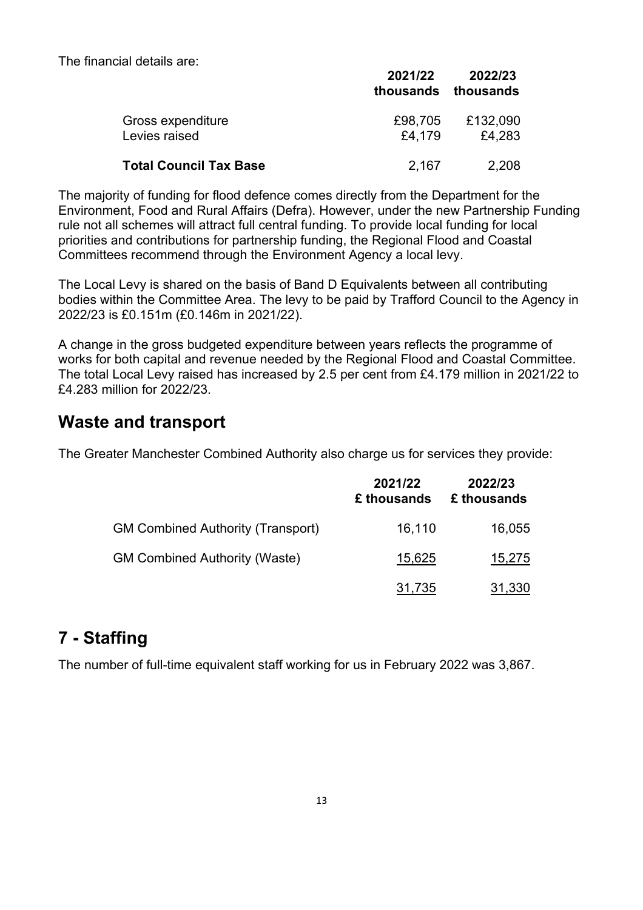The financial details are:

| | 2021/22 thousands | 2022/23 thousands |
|---|---|---|
| Gross expenditure | £98,705 | £132,090 |
| Levies raised | £4,179 | £4,283 |
| **Total Council Tax Base** | 2,167 | 2,208 |

The majority of funding for flood defence comes directly from the Department for the Environment, Food and Rural Affairs (Defra). However, under the new Partnership Funding rule not all schemes will attract full central funding. To provide local funding for local priorities and contributions for partnership funding, the Regional Flood and Coastal Committees recommend through the Environment Agency a local levy.

The Local Levy is shared on the basis of Band D Equivalents between all contributing bodies within the Committee Area. The levy to be paid by Trafford Council to the Agency in 2022/23 is £0.151m (£0.146m in 2021/22).

A change in the gross budgeted expenditure between years reflects the programme of works for both capital and revenue needed by the Regional Flood and Coastal Committee. The total Local Levy raised has increased by 2.5 per cent from £4.179 million in 2021/22 to £4.283 million for 2022/23.

## Waste and transport

The Greater Manchester Combined Authority also charge us for services they provide:

| | 2021/22 £ thousands | 2022/23 £ thousands |
|---|---|---|
| GM Combined Authority (Transport) | 16,110 | 16,055 |
| GM Combined Authority (Waste) | 15,625 | 15,275 |
| | 31,735 | 31,330 |

# 7 - Staffing

The number of full-time equivalent staff working for us in February 2022 was 3,867.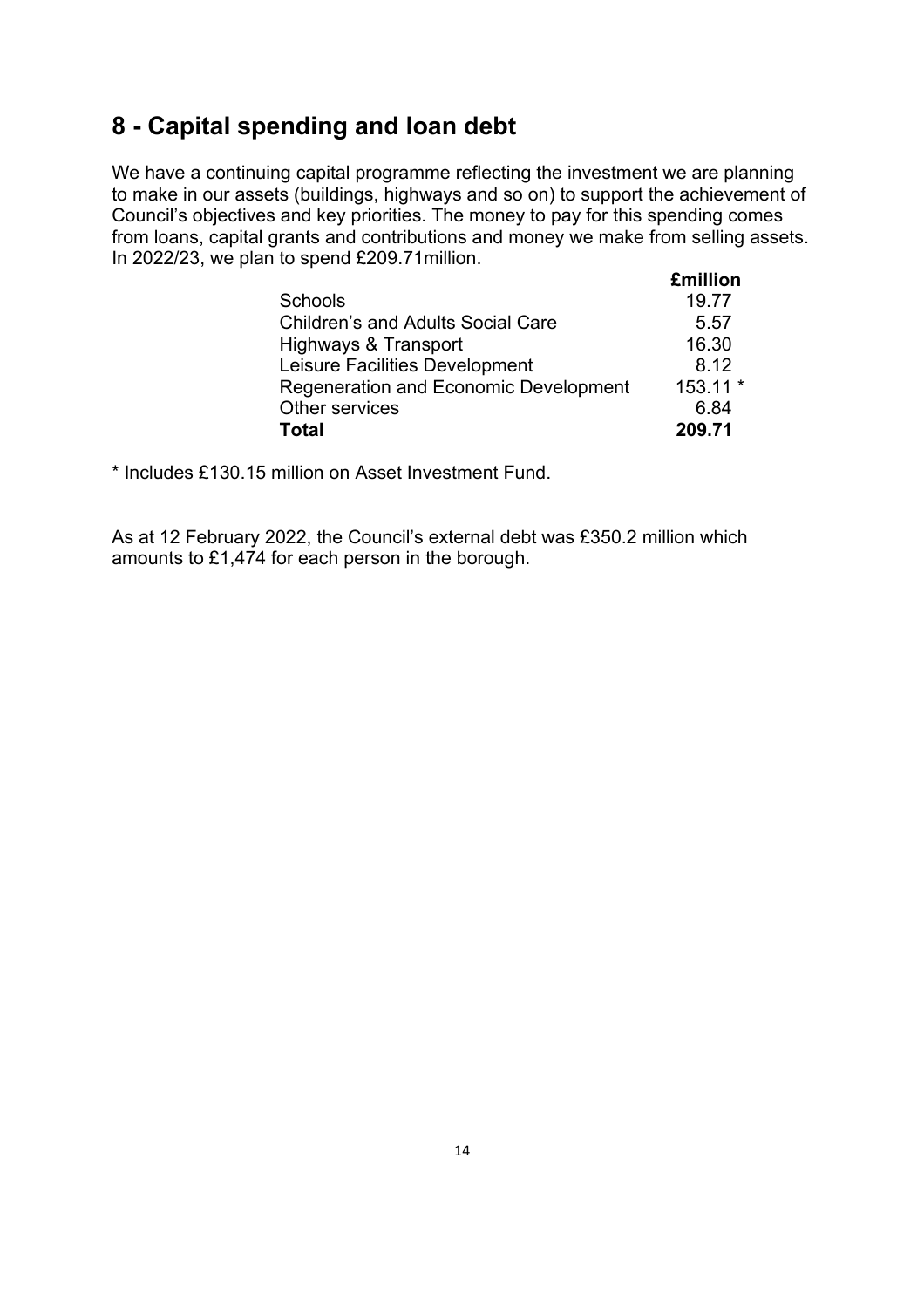## 8 - Capital spending and loan debt

We have a continuing capital programme reflecting the investment we are planning to make in our assets (buildings, highways and so on) to support the achievement of Council's objectives and key priorities. The money to pay for this spending comes from loans, capital grants and contributions and money we make from selling assets. In 2022/23, we plan to spend £209.71million.

| | £million |
|---|---|
| Schools | 19.77 |
| Children's and Adults Social Care | 5.57 |
| Highways & Transport | 16.30 |
| Leisure Facilities Development | 8.12 |
| Regeneration and Economic Development | 153.11 * |
| Other services | 6.84 |
| **Total** | **209.71** |

* Includes £130.15 million on Asset Investment Fund.

As at 12 February 2022, the Council's external debt was £350.2 million which amounts to £1,474 for each person in the borough.